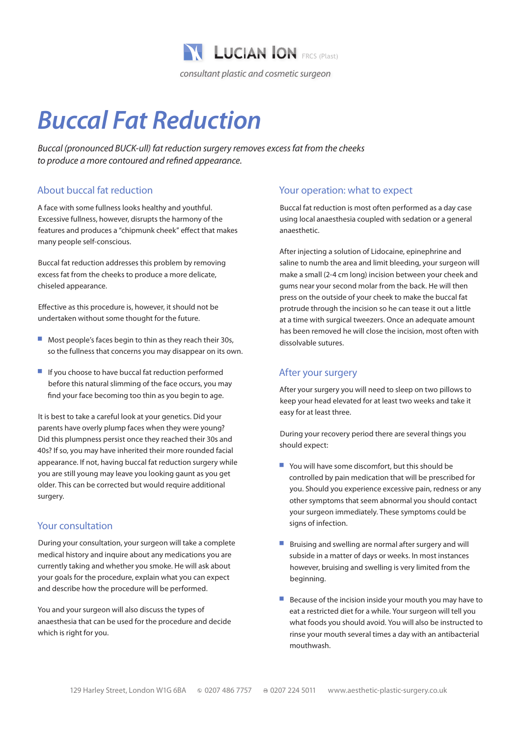LUCIAN ION FRCS (Plast)

*consultant plastic and cosmetic surgeon*

# Buccal Fat Reduction

*Buccal (pronounced BUCK-ull) fat reduction surgery removes excess fat from the cheeks to produce a more contoured and refined appearance.*

## About buccal fat reduction

A face with some fullness looks healthy and youthful. Excessive fullness, however, disrupts the harmony of the features and produces a "chipmunk cheek" effect that makes many people self-conscious.

Buccal fat reduction addresses this problem by removing excess fat from the cheeks to produce a more delicate, chiseled appearance.

Effective as this procedure is, however, it should not be undertaken without some thought for the future.

- Most people's faces begin to thin as they reach their 30s, so the fullness that concerns you may disappear on its own.
- If you choose to have buccal fat reduction performed before this natural slimming of the face occurs, you may find your face becoming too thin as you begin to age.

It is best to take a careful look at your genetics. Did your parents have overly plump faces when they were young? Did this plumpness persist once they reached their 30s and 40s? If so, you may have inherited their more rounded facial appearance. If not, having buccal fat reduction surgery while you are still young may leave you looking gaunt as you get older. This can be corrected but would require additional surgery.

## Your consultation

During your consultation, your surgeon will take a complete medical history and inquire about any medications you are currently taking and whether you smoke. He will ask about your goals for the procedure, explain what you can expect and describe how the procedure will be performed.

You and your surgeon will also discuss the types of anaesthesia that can be used for the procedure and decide which is right for you.

## Your operation: what to expect

Buccal fat reduction is most often performed as a day case using local anaesthesia coupled with sedation or a general anaesthetic.

After injecting a solution of Lidocaine, epinephrine and saline to numb the area and limit bleeding, your surgeon will make a small (2-4 cm long) incision between your cheek and gums near your second molar from the back. He will then press on the outside of your cheek to make the buccal fat protrude through the incision so he can tease it out a little at a time with surgical tweezers. Once an adequate amount has been removed he will close the incision, most often with dissolvable sutures.

## After your surgery

After your surgery you will need to sleep on two pillows to keep your head elevated for at least two weeks and take it easy for at least three.

During your recovery period there are several things you should expect:

- You will have some discomfort, but this should be controlled by pain medication that will be prescribed for you. Should you experience excessive pain, redness or any other symptoms that seem abnormal you should contact your surgeon immediately. These symptoms could be signs of infection.
- Bruising and swelling are normal after surgery and will subside in a matter of days or weeks. In most instances however, bruising and swelling is very limited from the beginning.
- Because of the incision inside your mouth you may have to eat a restricted diet for a while. Your surgeon will tell you what foods you should avoid. You will also be instructed to rinse your mouth several times a day with an antibacterial mouthwash.

129 Harley Street, London W1G 6BA ✆ 0207 486 7757 ⎙ 0207 224 5011 www.aesthetic-plastic-surgery.co.uk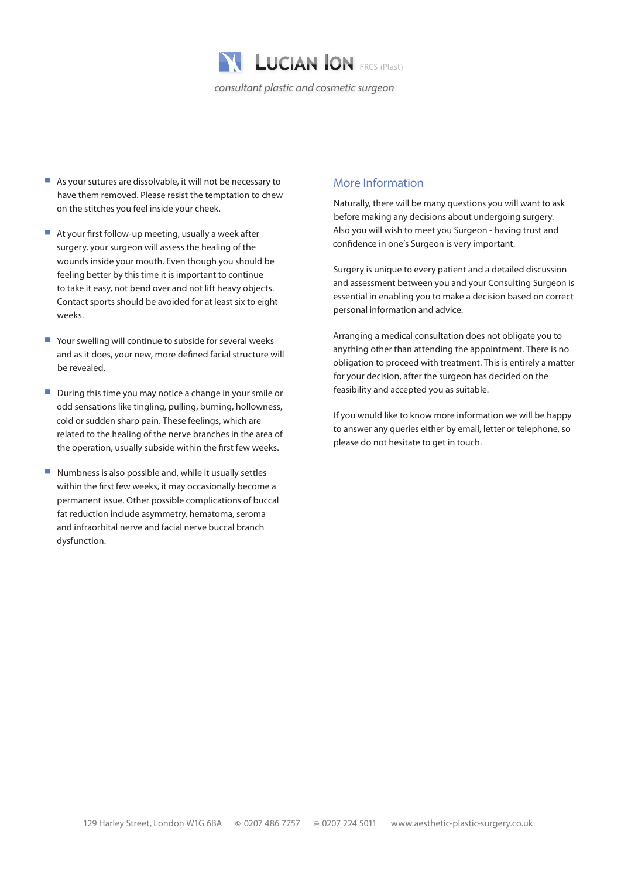- As your sutures are dissolvable, it will not be necessary to have them removed. Please resist the temptation to chew on the stitches you feel inside your cheek.
- At your first follow-up meeting, usually a week after surgery, your surgeon will assess the healing of the wounds inside your mouth. Even though you should be feeling better by this time it is important to continue to take it easy, not bend over and not lift heavy objects. Contact sports should be avoided for at least six to eight weeks.
- Your swelling will continue to subside for several weeks and as it does, your new, more defined facial structure will be revealed.
- During this time you may notice a change in your smile or odd sensations like tingling, pulling, burning, hollowness, cold or sudden sharp pain. These feelings, which are related to the healing of the nerve branches in the area of the operation, usually subside within the first few weeks.
- Numbness is also possible and, while it usually settles within the first few weeks, it may occasionally become a permanent issue. Other possible complications of buccal fat reduction include asymmetry, hematoma, seroma and infraorbital nerve and facial nerve buccal branch dysfunction.

## More Information

Naturally, there will be many questions you will want to ask before making any decisions about undergoing surgery. Also you will wish to meet you Surgeon - having trust and confidence in one's Surgeon is very important.

Surgery is unique to every patient and a detailed discussion and assessment between you and your Consulting Surgeon is essential in enabling you to make a decision based on correct personal information and advice.

Arranging a medical consultation does not obligate you to anything other than attending the appointment. There is no obligation to proceed with treatment. This is entirely a matter for your decision, after the surgeon has decided on the feasibility and accepted you as suitable.

If you would like to know more information we will be happy to answer any queries either by email, letter or telephone, so please do not hesitate to get in touch.

129 Harley Street, London W1G 6BA  ✆ 0207 486 7757  ⎙ 0207 224 5011  www.aesthetic-plastic-surgery.co.uk